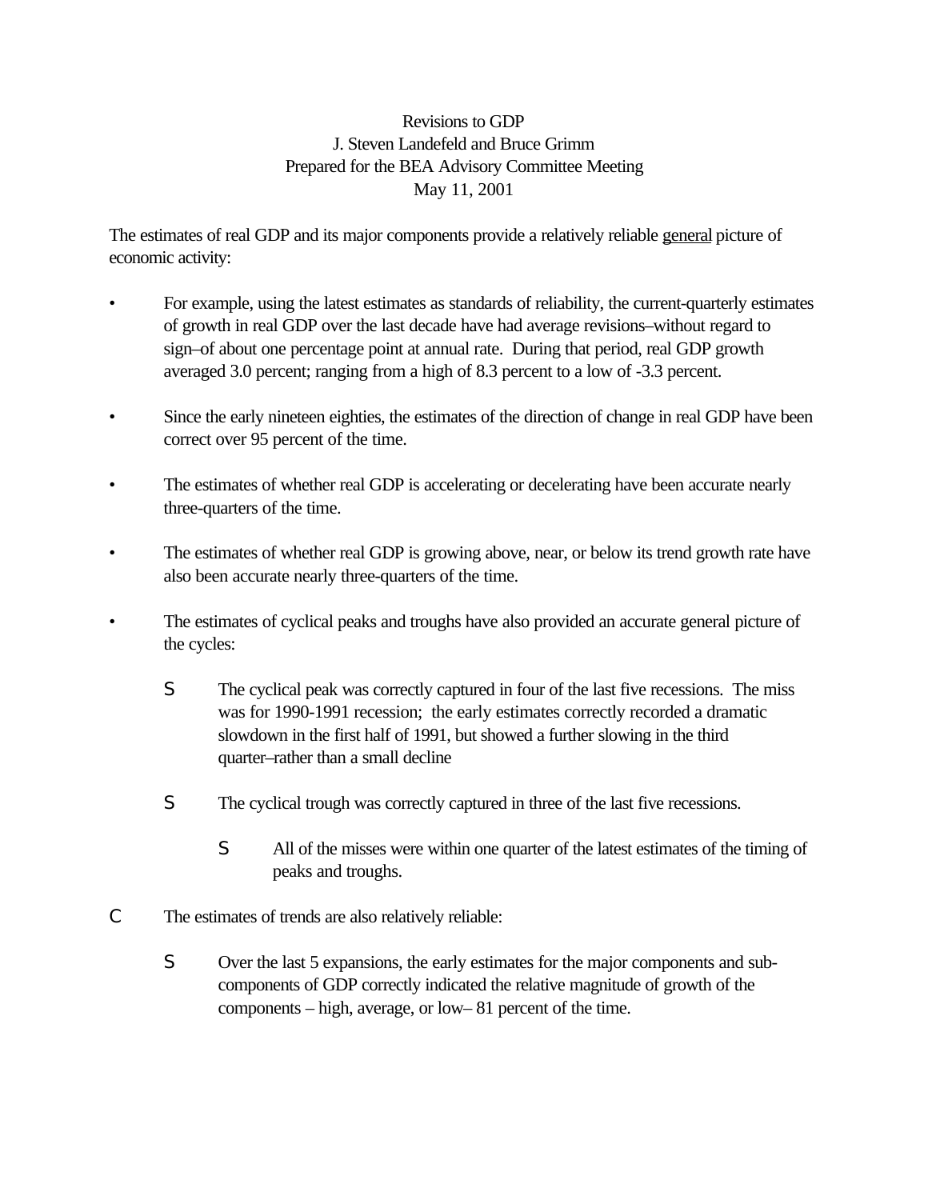Revisions to GDP

J. Steven Landefeld and Bruce Grimm

Prepared for the BEA Advisory Committee Meeting

May 11, 2001

The estimates of real GDP and its major components provide a relatively reliable <u>general</u> picture of economic activity:

- For example, using the latest estimates as standards of reliability, the current-quarterly estimates of growth in real GDP over the last decade have had average revisions–without regard to sign–of about one percentage point at annual rate. During that period, real GDP growth averaged 3.0 percent; ranging from a high of 8.3 percent to a low of -3.3 percent.

- Since the early nineteen eighties, the estimates of the direction of change in real GDP have been correct over 95 percent of the time.

- The estimates of whether real GDP is accelerating or decelerating have been accurate nearly three-quarters of the time.

- The estimates of whether real GDP is growing above, near, or below its trend growth rate have also been accurate nearly three-quarters of the time.

- The estimates of cyclical peaks and troughs have also provided an accurate general picture of the cycles:

  - The cyclical peak was correctly captured in four of the last five recessions. The miss was for 1990-1991 recession; the early estimates correctly recorded a dramatic slowdown in the first half of 1991, but showed a further slowing in the third quarter–rather than a small decline

  - The cyclical trough was correctly captured in three of the last five recessions.

    - All of the misses were within one quarter of the latest estimates of the timing of peaks and troughs.

- The estimates of trends are also relatively reliable:

  - Over the last 5 expansions, the early estimates for the major components and sub-components of GDP correctly indicated the relative magnitude of growth of the components – high, average, or low– 81 percent of the time.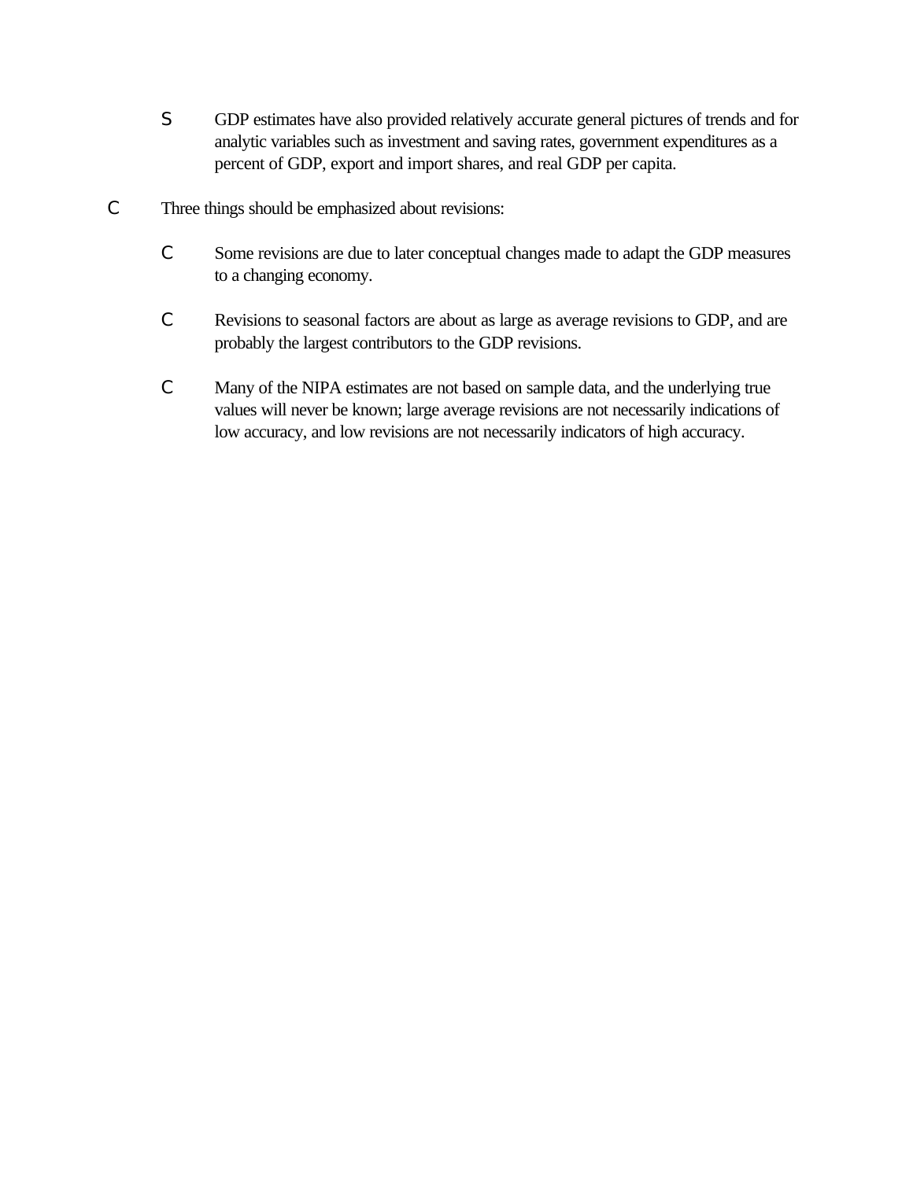- GDP estimates have also provided relatively accurate general pictures of trends and for analytic variables such as investment and saving rates, government expenditures as a percent of GDP, export and import shares, and real GDP per capita.

- Three things should be emphasized about revisions:

  - Some revisions are due to later conceptual changes made to adapt the GDP measures to a changing economy.

  - Revisions to seasonal factors are about as large as average revisions to GDP, and are probably the largest contributors to the GDP revisions.

  - Many of the NIPA estimates are not based on sample data, and the underlying true values will never be known; large average revisions are not necessarily indications of low accuracy, and low revisions are not necessarily indicators of high accuracy.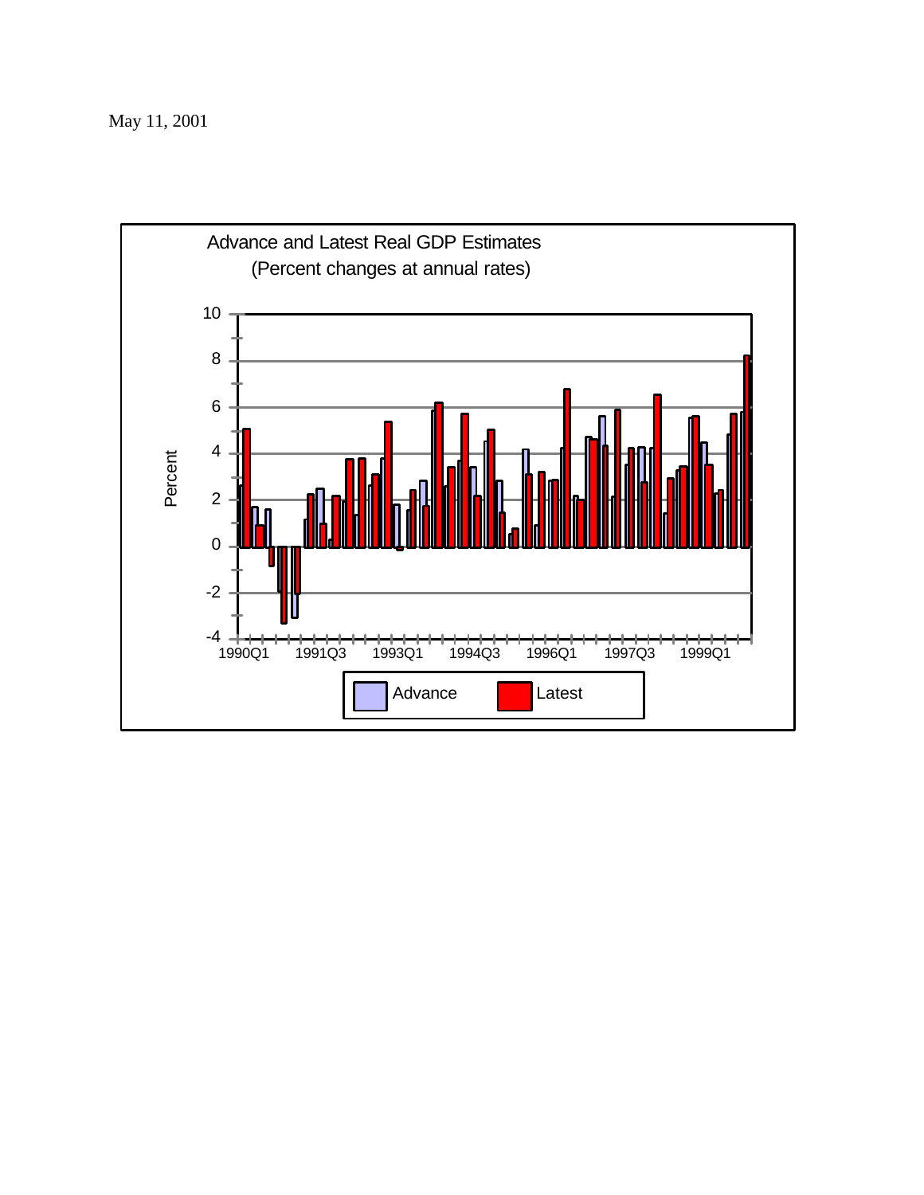May 11, 2001

Advance and Latest Real GDP Estimates
(Percent changes at annual rates)

Percent

10
8
6
4
2
0
-2
-4

1990Q1 1991Q3 1993Q1 1994Q3 1996Q1 1997Q3 1999Q1

Advance Latest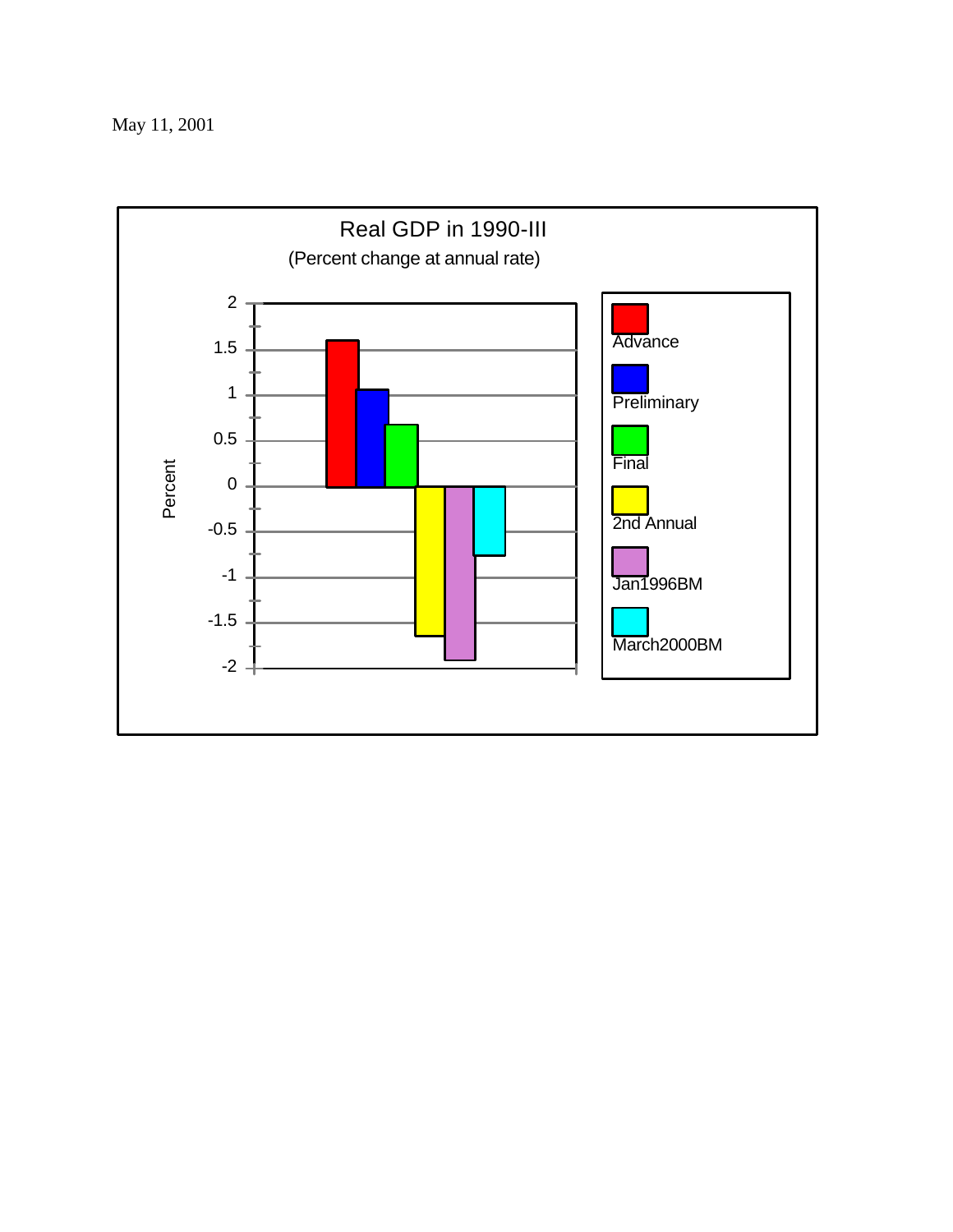May 11, 2001

Real GDP in 1990-III

(Percent change at annual rate)

Percent

2
1.5
1
0.5
0
-0.5
-1
-1.5
-2

Advance
Preliminary
Final
2nd Annual
Jan1996BM
March2000BM